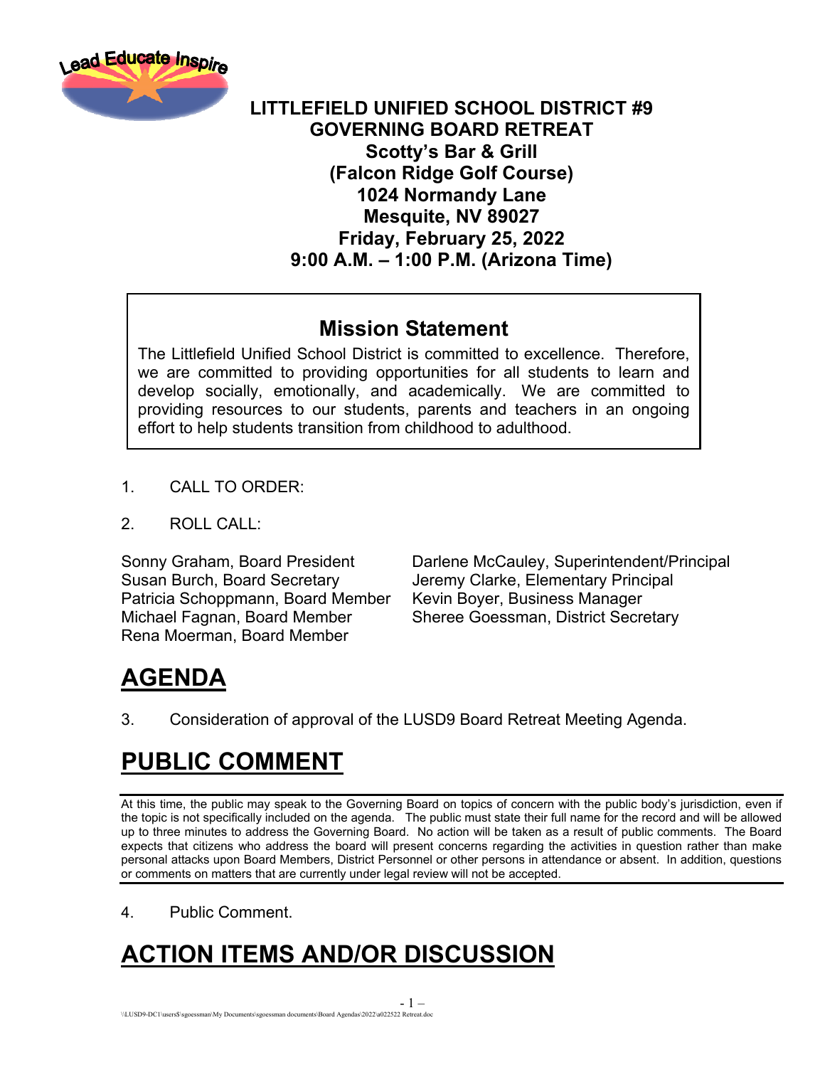**LITTLEFIELD UNIFIED SCHOOL DISTRICT #9**
**GOVERNING BOARD RETREAT**
**Scotty's Bar & Grill**
**(Falcon Ridge Golf Course)**
**1024 Normandy Lane**
**Mesquite, NV 89027**
**Friday, February 25, 2022**
**9:00 A.M. – 1:00 P.M. (Arizona Time)**

## Mission Statement

The Littlefield Unified School District is committed to excellence. Therefore, we are committed to providing opportunities for all students to learn and develop socially, emotionally, and academically. We are committed to providing resources to our students, parents and teachers in an ongoing effort to help students transition from childhood to adulthood.

1. CALL TO ORDER:

2. ROLL CALL:

Sonny Graham, Board President
Susan Burch, Board Secretary
Patricia Schoppmann, Board Member
Michael Fagnan, Board Member
Rena Moerman, Board Member

Darlene McCauley, Superintendent/Principal
Jeremy Clarke, Elementary Principal
Kevin Boyer, Business Manager
Sheree Goessman, District Secretary

# AGENDA

3. Consideration of approval of the LUSD9 Board Retreat Meeting Agenda.

# PUBLIC COMMENT

At this time, the public may speak to the Governing Board on topics of concern with the public body's jurisdiction, even if the topic is not specifically included on the agenda. The public must state their full name for the record and will be allowed up to three minutes to address the Governing Board. No action will be taken as a result of public comments. The Board expects that citizens who address the board will present concerns regarding the activities in question rather than make personal attacks upon Board Members, District Personnel or other persons in attendance or absent. In addition, questions or comments on matters that are currently under legal review will not be accepted.

4. Public Comment.

# ACTION ITEMS AND/OR DISCUSSION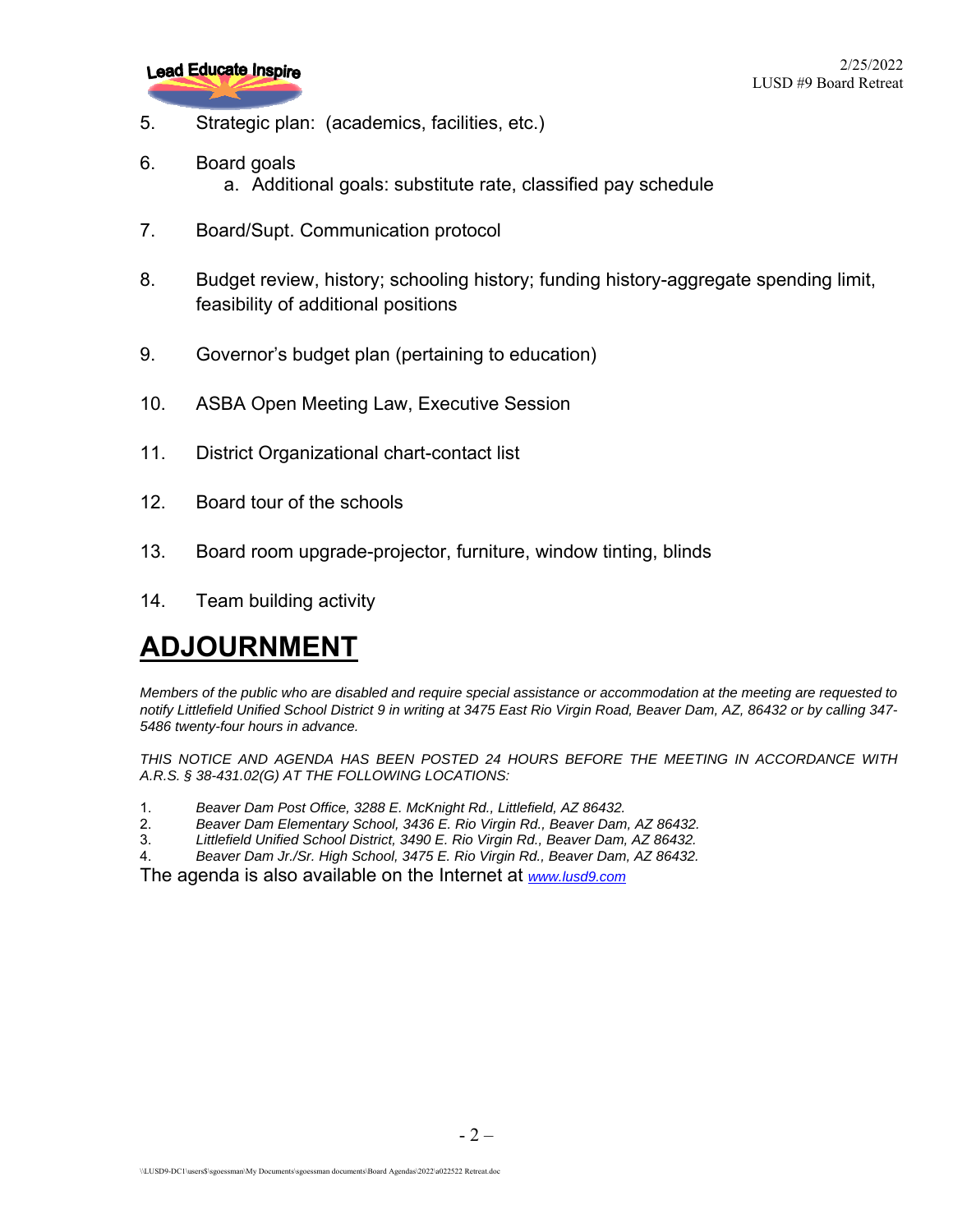5. Strategic plan: (academics, facilities, etc.)

6. Board goals
   a. Additional goals: substitute rate, classified pay schedule

7. Board/Supt. Communication protocol

8. Budget review, history; schooling history; funding history-aggregate spending limit, feasibility of additional positions

9. Governor's budget plan (pertaining to education)

10. ASBA Open Meeting Law, Executive Session

11. District Organizational chart-contact list

12. Board tour of the schools

13. Board room upgrade-projector, furniture, window tinting, blinds

14. Team building activity

# ADJOURNMENT

*Members of the public who are disabled and require special assistance or accommodation at the meeting are requested to notify Littlefield Unified School District 9 in writing at 3475 East Rio Virgin Road, Beaver Dam, AZ, 86432 or by calling 347-5486 twenty-four hours in advance.*

*THIS NOTICE AND AGENDA HAS BEEN POSTED 24 HOURS BEFORE THE MEETING IN ACCORDANCE WITH A.R.S. § 38-431.02(G) AT THE FOLLOWING LOCATIONS:*

1. *Beaver Dam Post Office, 3288 E. McKnight Rd., Littlefield, AZ 86432.*
2. *Beaver Dam Elementary School, 3436 E. Rio Virgin Rd., Beaver Dam, AZ 86432.*
3. *Littlefield Unified School District, 3490 E. Rio Virgin Rd., Beaver Dam, AZ 86432.*
4. *Beaver Dam Jr./Sr. High School, 3475 E. Rio Virgin Rd., Beaver Dam, AZ 86432.*

The agenda is also available on the Internet at *www.lusd9.com*